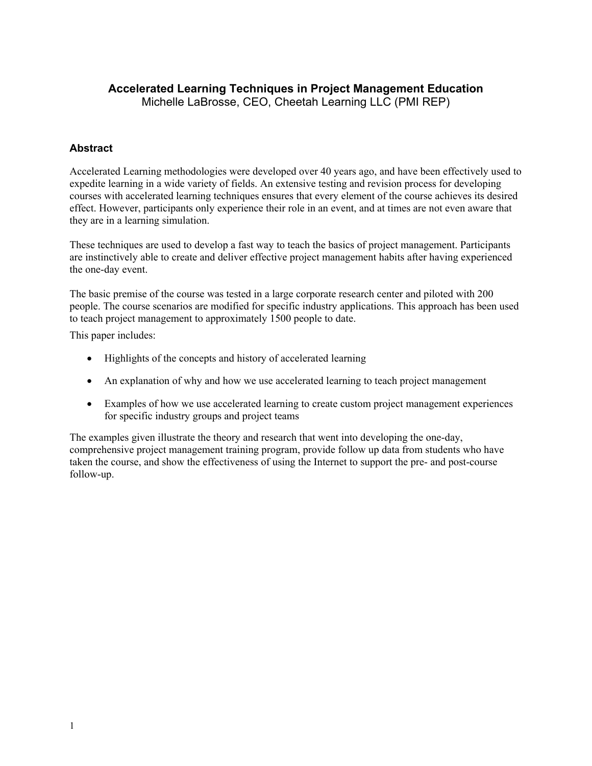# Accelerated Learning Techniques in Project Management Education

Michelle LaBrosse, CEO, Cheetah Learning LLC (PMI REP)

## Abstract

Accelerated Learning methodologies were developed over 40 years ago, and have been effectively used to expedite learning in a wide variety of fields. An extensive testing and revision process for developing courses with accelerated learning techniques ensures that every element of the course achieves its desired effect. However, participants only experience their role in an event, and at times are not even aware that they are in a learning simulation.

These techniques are used to develop a fast way to teach the basics of project management. Participants are instinctively able to create and deliver effective project management habits after having experienced the one-day event.

The basic premise of the course was tested in a large corporate research center and piloted with 200 people. The course scenarios are modified for specific industry applications. This approach has been used to teach project management to approximately 1500 people to date.

This paper includes:

- Highlights of the concepts and history of accelerated learning
- An explanation of why and how we use accelerated learning to teach project management
- Examples of how we use accelerated learning to create custom project management experiences for specific industry groups and project teams

The examples given illustrate the theory and research that went into developing the one-day, comprehensive project management training program, provide follow up data from students who have taken the course, and show the effectiveness of using the Internet to support the pre- and post-course follow-up.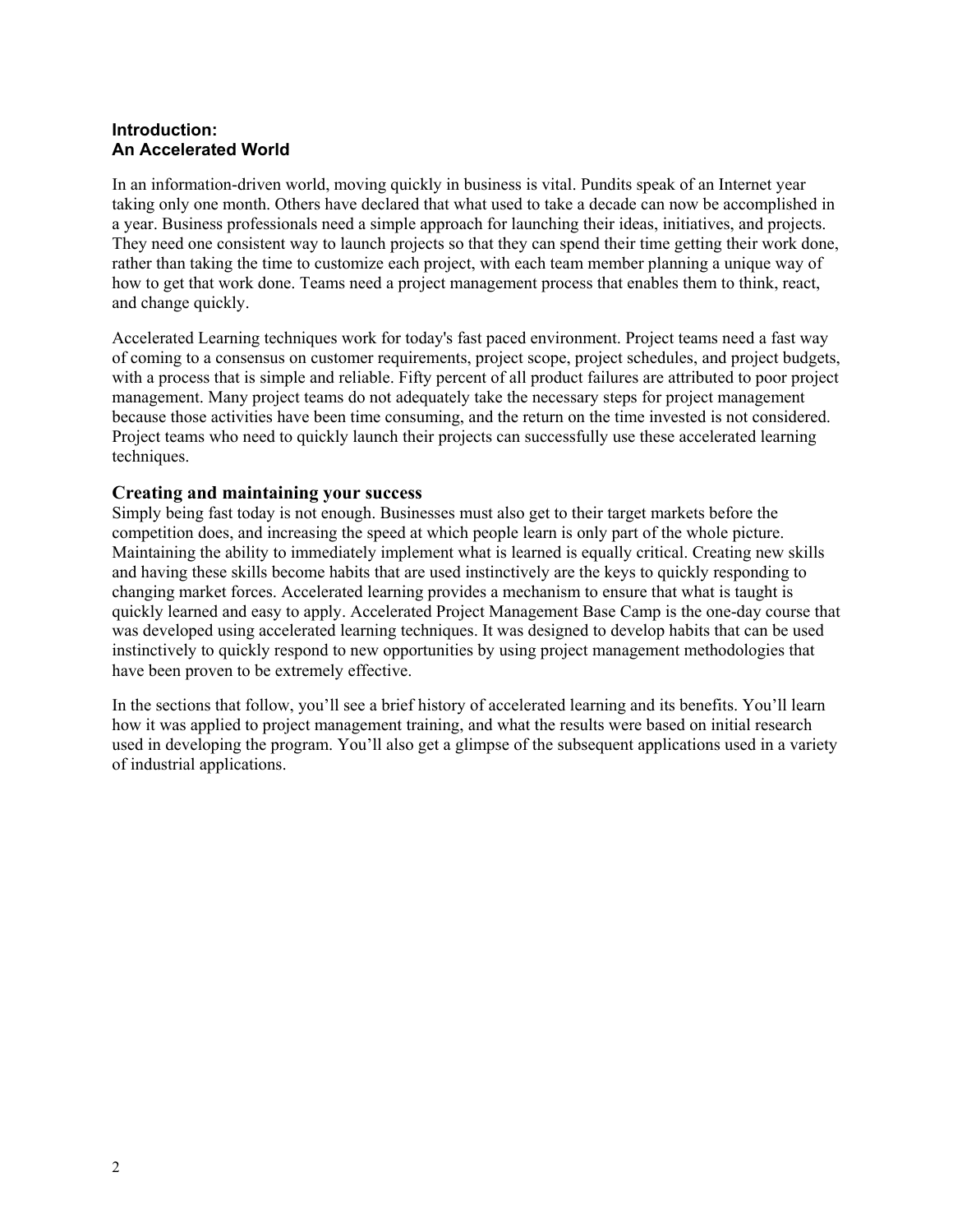## Introduction: An Accelerated World

In an information-driven world, moving quickly in business is vital. Pundits speak of an Internet year taking only one month. Others have declared that what used to take a decade can now be accomplished in a year. Business professionals need a simple approach for launching their ideas, initiatives, and projects. They need one consistent way to launch projects so that they can spend their time getting their work done, rather than taking the time to customize each project, with each team member planning a unique way of how to get that work done. Teams need a project management process that enables them to think, react, and change quickly.

Accelerated Learning techniques work for today's fast paced environment. Project teams need a fast way of coming to a consensus on customer requirements, project scope, project schedules, and project budgets, with a process that is simple and reliable. Fifty percent of all product failures are attributed to poor project management. Many project teams do not adequately take the necessary steps for project management because those activities have been time consuming, and the return on the time invested is not considered. Project teams who need to quickly launch their projects can successfully use these accelerated learning techniques.

### Creating and maintaining your success

Simply being fast today is not enough. Businesses must also get to their target markets before the competition does, and increasing the speed at which people learn is only part of the whole picture. Maintaining the ability to immediately implement what is learned is equally critical. Creating new skills and having these skills become habits that are used instinctively are the keys to quickly responding to changing market forces. Accelerated learning provides a mechanism to ensure that what is taught is quickly learned and easy to apply. Accelerated Project Management Base Camp is the one-day course that was developed using accelerated learning techniques. It was designed to develop habits that can be used instinctively to quickly respond to new opportunities by using project management methodologies that have been proven to be extremely effective.

In the sections that follow, you'll see a brief history of accelerated learning and its benefits. You'll learn how it was applied to project management training, and what the results were based on initial research used in developing the program. You'll also get a glimpse of the subsequent applications used in a variety of industrial applications.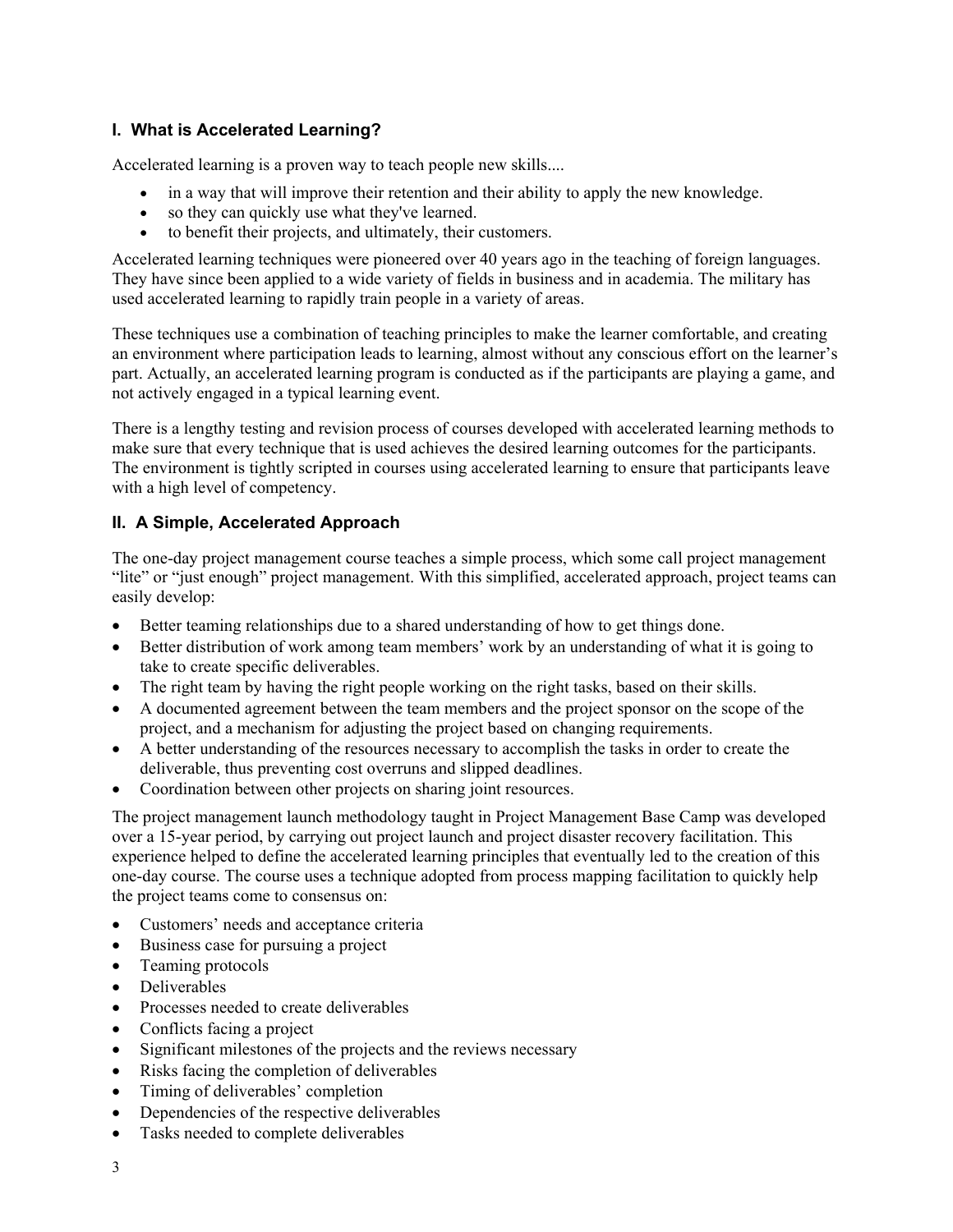## I. What is Accelerated Learning?

Accelerated learning is a proven way to teach people new skills....

- in a way that will improve their retention and their ability to apply the new knowledge.
- so they can quickly use what they've learned.
- to benefit their projects, and ultimately, their customers.

Accelerated learning techniques were pioneered over 40 years ago in the teaching of foreign languages. They have since been applied to a wide variety of fields in business and in academia. The military has used accelerated learning to rapidly train people in a variety of areas.

These techniques use a combination of teaching principles to make the learner comfortable, and creating an environment where participation leads to learning, almost without any conscious effort on the learner's part. Actually, an accelerated learning program is conducted as if the participants are playing a game, and not actively engaged in a typical learning event.

There is a lengthy testing and revision process of courses developed with accelerated learning methods to make sure that every technique that is used achieves the desired learning outcomes for the participants. The environment is tightly scripted in courses using accelerated learning to ensure that participants leave with a high level of competency.

## II. A Simple, Accelerated Approach

The one-day project management course teaches a simple process, which some call project management "lite" or "just enough" project management. With this simplified, accelerated approach, project teams can easily develop:

- Better teaming relationships due to a shared understanding of how to get things done.
- Better distribution of work among team members' work by an understanding of what it is going to take to create specific deliverables.
- The right team by having the right people working on the right tasks, based on their skills.
- A documented agreement between the team members and the project sponsor on the scope of the project, and a mechanism for adjusting the project based on changing requirements.
- A better understanding of the resources necessary to accomplish the tasks in order to create the deliverable, thus preventing cost overruns and slipped deadlines.
- Coordination between other projects on sharing joint resources.

The project management launch methodology taught in Project Management Base Camp was developed over a 15-year period, by carrying out project launch and project disaster recovery facilitation. This experience helped to define the accelerated learning principles that eventually led to the creation of this one-day course. The course uses a technique adopted from process mapping facilitation to quickly help the project teams come to consensus on:

- Customers' needs and acceptance criteria
- Business case for pursuing a project
- Teaming protocols
- Deliverables
- Processes needed to create deliverables
- Conflicts facing a project
- Significant milestones of the projects and the reviews necessary
- Risks facing the completion of deliverables
- Timing of deliverables' completion
- Dependencies of the respective deliverables
- Tasks needed to complete deliverables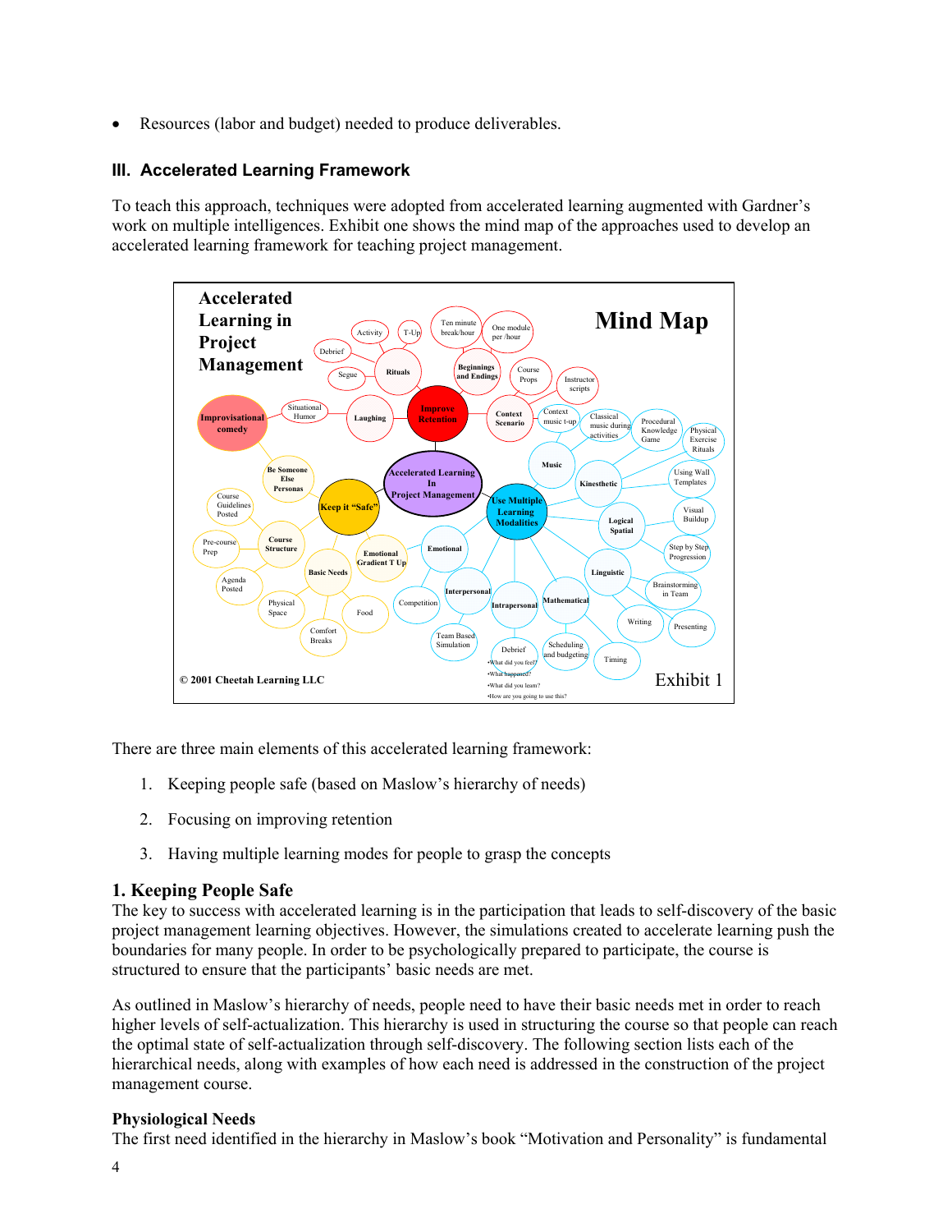- Resources (labor and budget) needed to produce deliverables.

## III. Accelerated Learning Framework

To teach this approach, techniques were adopted from accelerated learning augmented with Gardner's work on multiple intelligences. Exhibit one shows the mind map of the approaches used to develop an accelerated learning framework for teaching project management.

© 2001 Cheetah Learning LLC

Exhibit 1

There are three main elements of this accelerated learning framework:

1. Keeping people safe (based on Maslow's hierarchy of needs)
2. Focusing on improving retention
3. Having multiple learning modes for people to grasp the concepts

### 1. Keeping People Safe

The key to success with accelerated learning is in the participation that leads to self-discovery of the basic project management learning objectives. However, the simulations created to accelerate learning push the boundaries for many people. In order to be psychologically prepared to participate, the course is structured to ensure that the participants' basic needs are met.

As outlined in Maslow's hierarchy of needs, people need to have their basic needs met in order to reach higher levels of self-actualization. This hierarchy is used in structuring the course so that people can reach the optimal state of self-actualization through self-discovery. The following section lists each of the hierarchical needs, along with examples of how each need is addressed in the construction of the project management course.

**Physiological Needs**

The first need identified in the hierarchy in Maslow's book "Motivation and Personality" is fundamental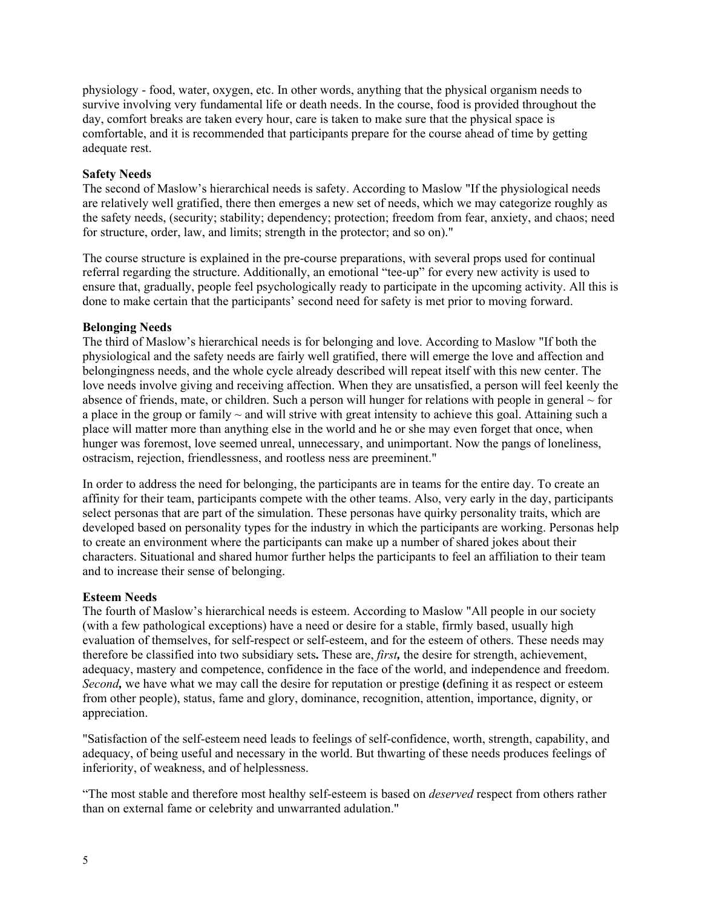physiology - food, water, oxygen, etc. In other words, anything that the physical organism needs to survive involving very fundamental life or death needs. In the course, food is provided throughout the day, comfort breaks are taken every hour, care is taken to make sure that the physical space is comfortable, and it is recommended that participants prepare for the course ahead of time by getting adequate rest.

**Safety Needs**
The second of Maslow's hierarchical needs is safety. According to Maslow "If the physiological needs are relatively well gratified, there then emerges a new set of needs, which we may categorize roughly as the safety needs, (security; stability; dependency; protection; freedom from fear, anxiety, and chaos; need for structure, order, law, and limits; strength in the protector; and so on)."

The course structure is explained in the pre-course preparations, with several props used for continual referral regarding the structure. Additionally, an emotional "tee-up" for every new activity is used to ensure that, gradually, people feel psychologically ready to participate in the upcoming activity. All this is done to make certain that the participants' second need for safety is met prior to moving forward.

**Belonging Needs**
The third of Maslow's hierarchical needs is for belonging and love. According to Maslow "If both the physiological and the safety needs are fairly well gratified, there will emerge the love and affection and belongingness needs, and the whole cycle already described will repeat itself with this new center. The love needs involve giving and receiving affection. When they are unsatisfied, a person will feel keenly the absence of friends, mate, or children. Such a person will hunger for relations with people in general ~ for a place in the group or family ~ and will strive with great intensity to achieve this goal. Attaining such a place will matter more than anything else in the world and he or she may even forget that once, when hunger was foremost, love seemed unreal, unnecessary, and unimportant. Now the pangs of loneliness, ostracism, rejection, friendlessness, and rootless ness are preeminent."

In order to address the need for belonging, the participants are in teams for the entire day. To create an affinity for their team, participants compete with the other teams. Also, very early in the day, participants select personas that are part of the simulation. These personas have quirky personality traits, which are developed based on personality types for the industry in which the participants are working. Personas help to create an environment where the participants can make up a number of shared jokes about their characters. Situational and shared humor further helps the participants to feel an affiliation to their team and to increase their sense of belonging.

**Esteem Needs**
The fourth of Maslow's hierarchical needs is esteem. According to Maslow "All people in our society (with a few pathological exceptions) have a need or desire for a stable, firmly based, usually high evaluation of themselves, for self-respect or self-esteem, and for the esteem of others. These needs may therefore be classified into two subsidiary sets**.** These are, ***first,*** the desire for strength, achievement, adequacy, mastery and competence, confidence in the face of the world, and independence and freedom. ***Second,*** we have what we may call the desire for reputation or prestige **(**defining it as respect or esteem from other people), status, fame and glory, dominance, recognition, attention, importance, dignity, or appreciation.

"Satisfaction of the self-esteem need leads to feelings of self-confidence, worth, strength, capability, and adequacy, of being useful and necessary in the world. But thwarting of these needs produces feelings of inferiority, of weakness, and of helplessness.

"The most stable and therefore most healthy self-esteem is based on *deserved* respect from others rather than on external fame or celebrity and unwarranted adulation."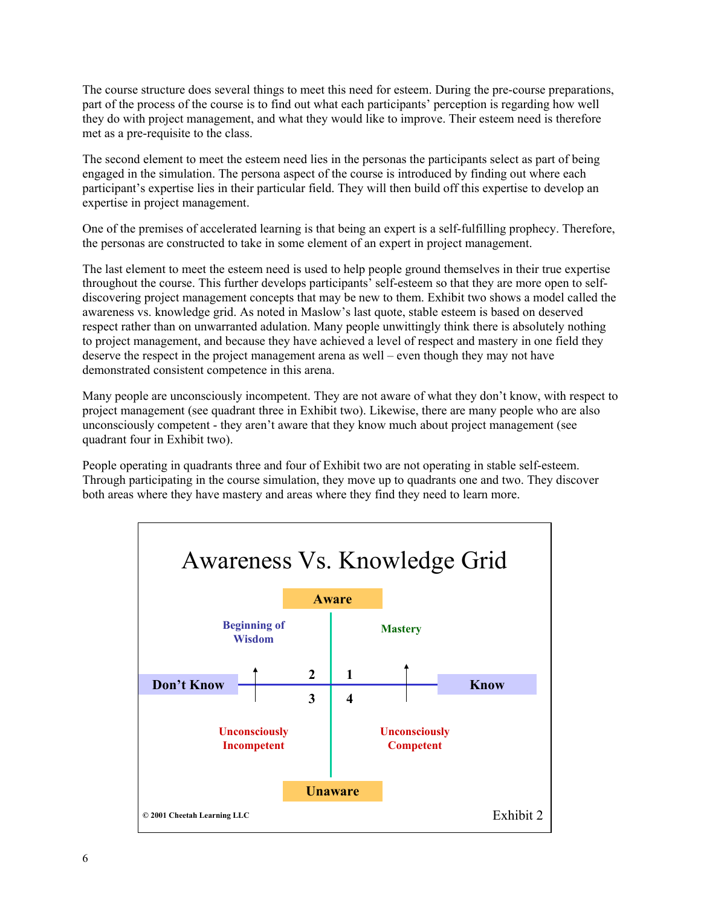The course structure does several things to meet this need for esteem. During the pre-course preparations, part of the process of the course is to find out what each participants' perception is regarding how well they do with project management, and what they would like to improve. Their esteem need is therefore met as a pre-requisite to the class.

The second element to meet the esteem need lies in the personas the participants select as part of being engaged in the simulation. The persona aspect of the course is introduced by finding out where each participant's expertise lies in their particular field. They will then build off this expertise to develop an expertise in project management.

One of the premises of accelerated learning is that being an expert is a self-fulfilling prophecy. Therefore, the personas are constructed to take in some element of an expert in project management.

The last element to meet the esteem need is used to help people ground themselves in their true expertise throughout the course. This further develops participants' self-esteem so that they are more open to self-discovering project management concepts that may be new to them. Exhibit two shows a model called the awareness vs. knowledge grid. As noted in Maslow's last quote, stable esteem is based on deserved respect rather than on unwarranted adulation. Many people unwittingly think there is absolutely nothing to project management, and because they have achieved a level of respect and mastery in one field they deserve the respect in the project management arena as well – even though they may not have demonstrated consistent competence in this arena.

Many people are unconsciously incompetent. They are not aware of what they don't know, with respect to project management (see quadrant three in Exhibit two). Likewise, there are many people who are also unconsciously competent - they aren't aware that they know much about project management (see quadrant four in Exhibit two).

People operating in quadrants three and four of Exhibit two are not operating in stable self-esteem. Through participating in the course simulation, they move up to quadrants one and two. They discover both areas where they have mastery and areas where they find they need to learn more.

**Awareness Vs. Knowledge Grid**

| | Don't Know | Know |
|---|---|---|
| **Aware** | 2 – Beginning of Wisdom | 1 – Mastery |
| **Unaware** | 3 – Unconsciously Incompetent | 4 – Unconsciously Competent |

© 2001 Cheetah Learning LLC

Exhibit 2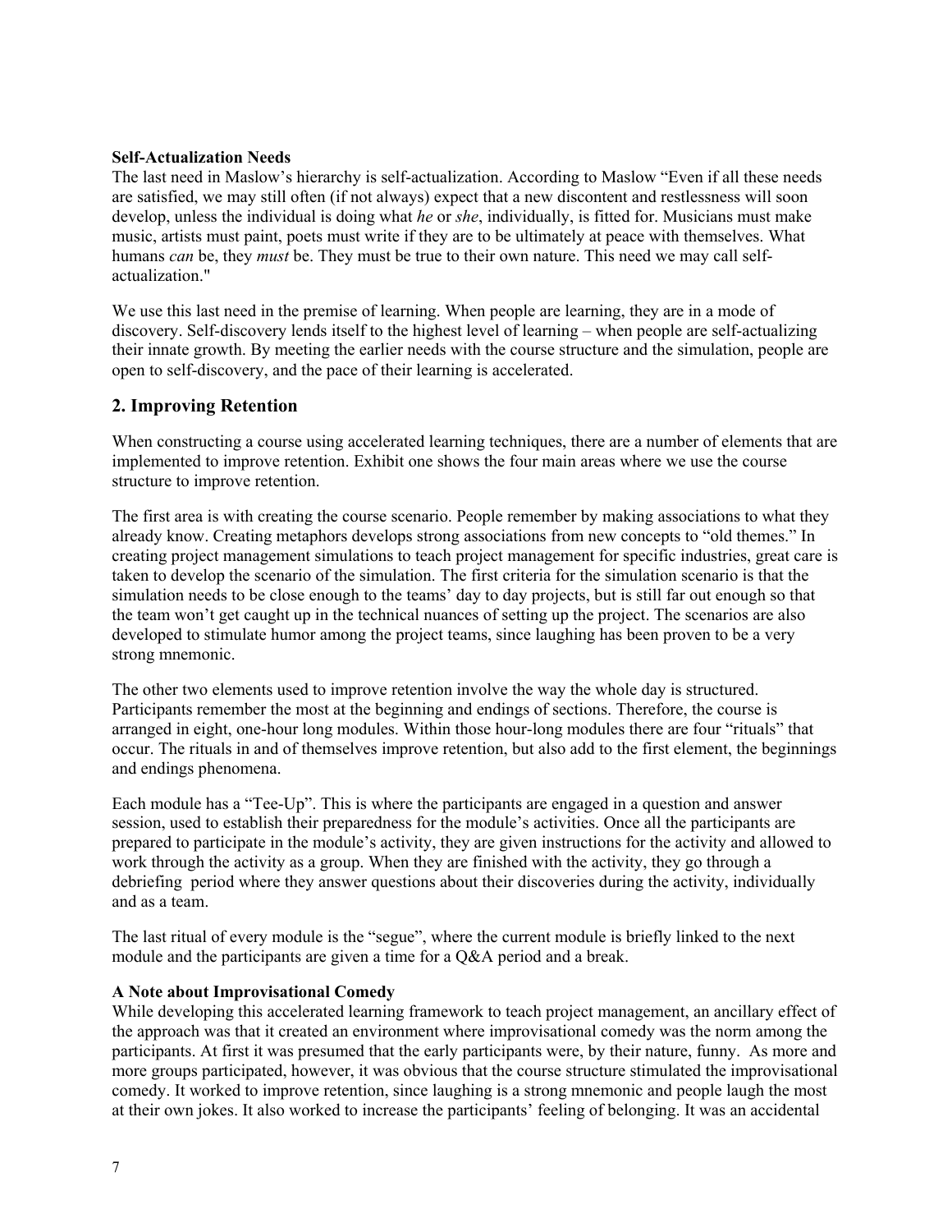**Self-Actualization Needs**

The last need in Maslow's hierarchy is self-actualization. According to Maslow "Even if all these needs are satisfied, we may still often (if not always) expect that a new discontent and restlessness will soon develop, unless the individual is doing what *he* or *she*, individually, is fitted for. Musicians must make music, artists must paint, poets must write if they are to be ultimately at peace with themselves. What humans *can* be, they *must* be. They must be true to their own nature. This need we may call self-actualization."

We use this last need in the premise of learning. When people are learning, they are in a mode of discovery. Self-discovery lends itself to the highest level of learning – when people are self-actualizing their innate growth. By meeting the earlier needs with the course structure and the simulation, people are open to self-discovery, and the pace of their learning is accelerated.

## 2. Improving Retention

When constructing a course using accelerated learning techniques, there are a number of elements that are implemented to improve retention. Exhibit one shows the four main areas where we use the course structure to improve retention.

The first area is with creating the course scenario. People remember by making associations to what they already know. Creating metaphors develops strong associations from new concepts to "old themes." In creating project management simulations to teach project management for specific industries, great care is taken to develop the scenario of the simulation. The first criteria for the simulation scenario is that the simulation needs to be close enough to the teams' day to day projects, but is still far out enough so that the team won't get caught up in the technical nuances of setting up the project. The scenarios are also developed to stimulate humor among the project teams, since laughing has been proven to be a very strong mnemonic.

The other two elements used to improve retention involve the way the whole day is structured. Participants remember the most at the beginning and endings of sections. Therefore, the course is arranged in eight, one-hour long modules. Within those hour-long modules there are four "rituals" that occur. The rituals in and of themselves improve retention, but also add to the first element, the beginnings and endings phenomena.

Each module has a "Tee-Up". This is where the participants are engaged in a question and answer session, used to establish their preparedness for the module's activities. Once all the participants are prepared to participate in the module's activity, they are given instructions for the activity and allowed to work through the activity as a group. When they are finished with the activity, they go through a debriefing period where they answer questions about their discoveries during the activity, individually and as a team.

The last ritual of every module is the "segue", where the current module is briefly linked to the next module and the participants are given a time for a Q&A period and a break.

**A Note about Improvisational Comedy**

While developing this accelerated learning framework to teach project management, an ancillary effect of the approach was that it created an environment where improvisational comedy was the norm among the participants. At first it was presumed that the early participants were, by their nature, funny. As more and more groups participated, however, it was obvious that the course structure stimulated the improvisational comedy. It worked to improve retention, since laughing is a strong mnemonic and people laugh the most at their own jokes. It also worked to increase the participants' feeling of belonging. It was an accidental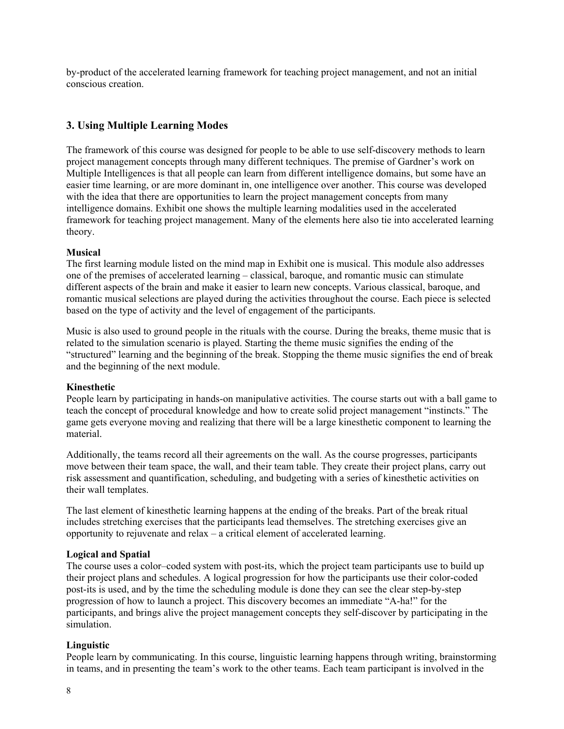by-product of the accelerated learning framework for teaching project management, and not an initial conscious creation.

## 3. Using Multiple Learning Modes

The framework of this course was designed for people to be able to use self-discovery methods to learn project management concepts through many different techniques. The premise of Gardner's work on Multiple Intelligences is that all people can learn from different intelligence domains, but some have an easier time learning, or are more dominant in, one intelligence over another. This course was developed with the idea that there are opportunities to learn the project management concepts from many intelligence domains. Exhibit one shows the multiple learning modalities used in the accelerated framework for teaching project management. Many of the elements here also tie into accelerated learning theory.

**Musical**
The first learning module listed on the mind map in Exhibit one is musical. This module also addresses one of the premises of accelerated learning – classical, baroque, and romantic music can stimulate different aspects of the brain and make it easier to learn new concepts. Various classical, baroque, and romantic musical selections are played during the activities throughout the course. Each piece is selected based on the type of activity and the level of engagement of the participants.

Music is also used to ground people in the rituals with the course. During the breaks, theme music that is related to the simulation scenario is played. Starting the theme music signifies the ending of the "structured" learning and the beginning of the break. Stopping the theme music signifies the end of break and the beginning of the next module.

**Kinesthetic**
People learn by participating in hands-on manipulative activities. The course starts out with a ball game to teach the concept of procedural knowledge and how to create solid project management "instincts." The game gets everyone moving and realizing that there will be a large kinesthetic component to learning the material.

Additionally, the teams record all their agreements on the wall. As the course progresses, participants move between their team space, the wall, and their team table. They create their project plans, carry out risk assessment and quantification, scheduling, and budgeting with a series of kinesthetic activities on their wall templates.

The last element of kinesthetic learning happens at the ending of the breaks. Part of the break ritual includes stretching exercises that the participants lead themselves. The stretching exercises give an opportunity to rejuvenate and relax – a critical element of accelerated learning.

**Logical and Spatial**
The course uses a color–coded system with post-its, which the project team participants use to build up their project plans and schedules. A logical progression for how the participants use their color-coded post-its is used, and by the time the scheduling module is done they can see the clear step-by-step progression of how to launch a project. This discovery becomes an immediate "A-ha!" for the participants, and brings alive the project management concepts they self-discover by participating in the simulation.

**Linguistic**
People learn by communicating. In this course, linguistic learning happens through writing, brainstorming in teams, and in presenting the team's work to the other teams. Each team participant is involved in the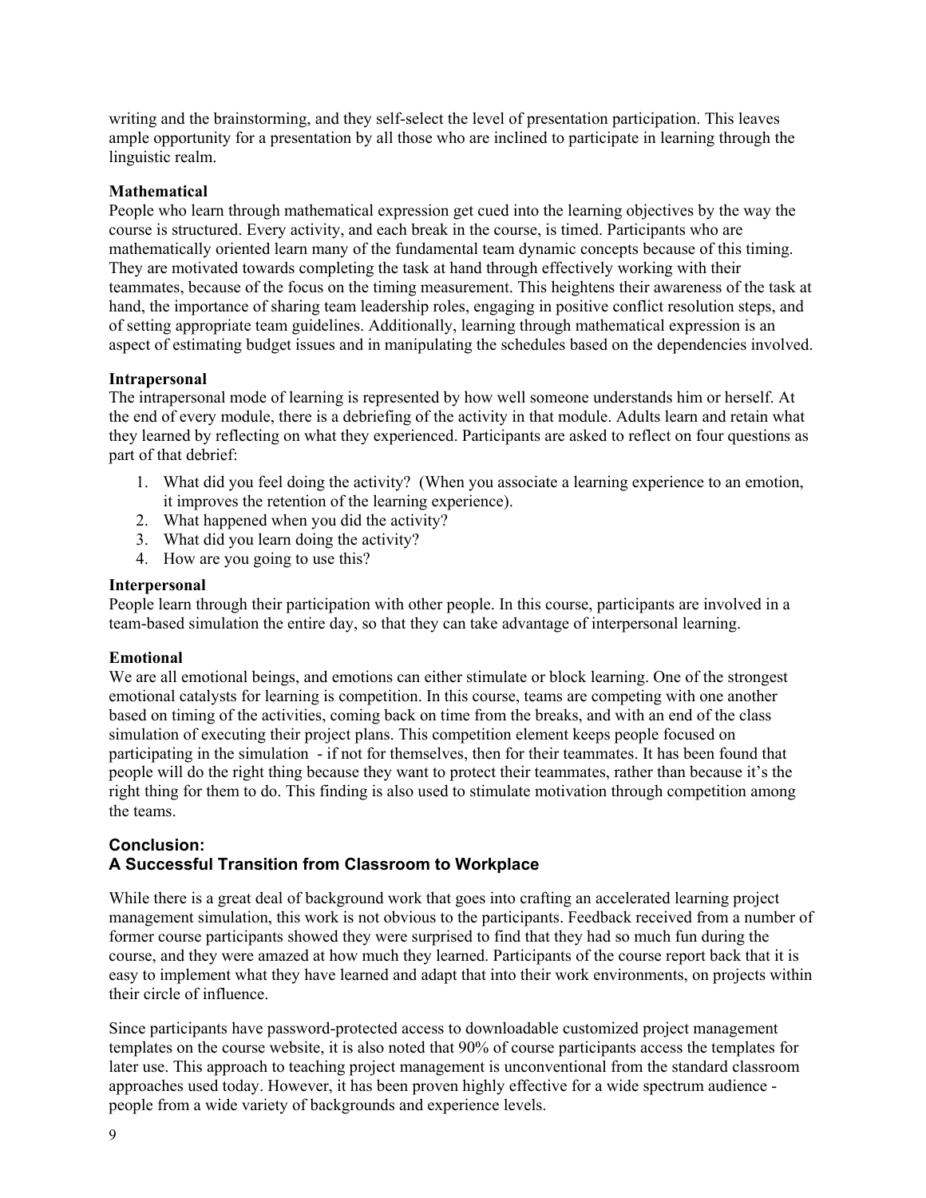writing and the brainstorming, and they self-select the level of presentation participation. This leaves ample opportunity for a presentation by all those who are inclined to participate in learning through the linguistic realm.

**Mathematical**

People who learn through mathematical expression get cued into the learning objectives by the way the course is structured. Every activity, and each break in the course, is timed. Participants who are mathematically oriented learn many of the fundamental team dynamic concepts because of this timing. They are motivated towards completing the task at hand through effectively working with their teammates, because of the focus on the timing measurement. This heightens their awareness of the task at hand, the importance of sharing team leadership roles, engaging in positive conflict resolution steps, and of setting appropriate team guidelines. Additionally, learning through mathematical expression is an aspect of estimating budget issues and in manipulating the schedules based on the dependencies involved.

**Intrapersonal**

The intrapersonal mode of learning is represented by how well someone understands him or herself. At the end of every module, there is a debriefing of the activity in that module. Adults learn and retain what they learned by reflecting on what they experienced. Participants are asked to reflect on four questions as part of that debrief:

1. What did you feel doing the activity? (When you associate a learning experience to an emotion, it improves the retention of the learning experience).
2. What happened when you did the activity?
3. What did you learn doing the activity?
4. How are you going to use this?

**Interpersonal**

People learn through their participation with other people. In this course, participants are involved in a team-based simulation the entire day, so that they can take advantage of interpersonal learning.

**Emotional**

We are all emotional beings, and emotions can either stimulate or block learning. One of the strongest emotional catalysts for learning is competition. In this course, teams are competing with one another based on timing of the activities, coming back on time from the breaks, and with an end of the class simulation of executing their project plans. This competition element keeps people focused on participating in the simulation - if not for themselves, then for their teammates. It has been found that people will do the right thing because they want to protect their teammates, rather than because it's the right thing for them to do. This finding is also used to stimulate motivation through competition among the teams.

## Conclusion:
## A Successful Transition from Classroom to Workplace

While there is a great deal of background work that goes into crafting an accelerated learning project management simulation, this work is not obvious to the participants. Feedback received from a number of former course participants showed they were surprised to find that they had so much fun during the course, and they were amazed at how much they learned. Participants of the course report back that it is easy to implement what they have learned and adapt that into their work environments, on projects within their circle of influence.

Since participants have password-protected access to downloadable customized project management templates on the course website, it is also noted that 90% of course participants access the templates for later use. This approach to teaching project management is unconventional from the standard classroom approaches used today. However, it has been proven highly effective for a wide spectrum audience - people from a wide variety of backgrounds and experience levels.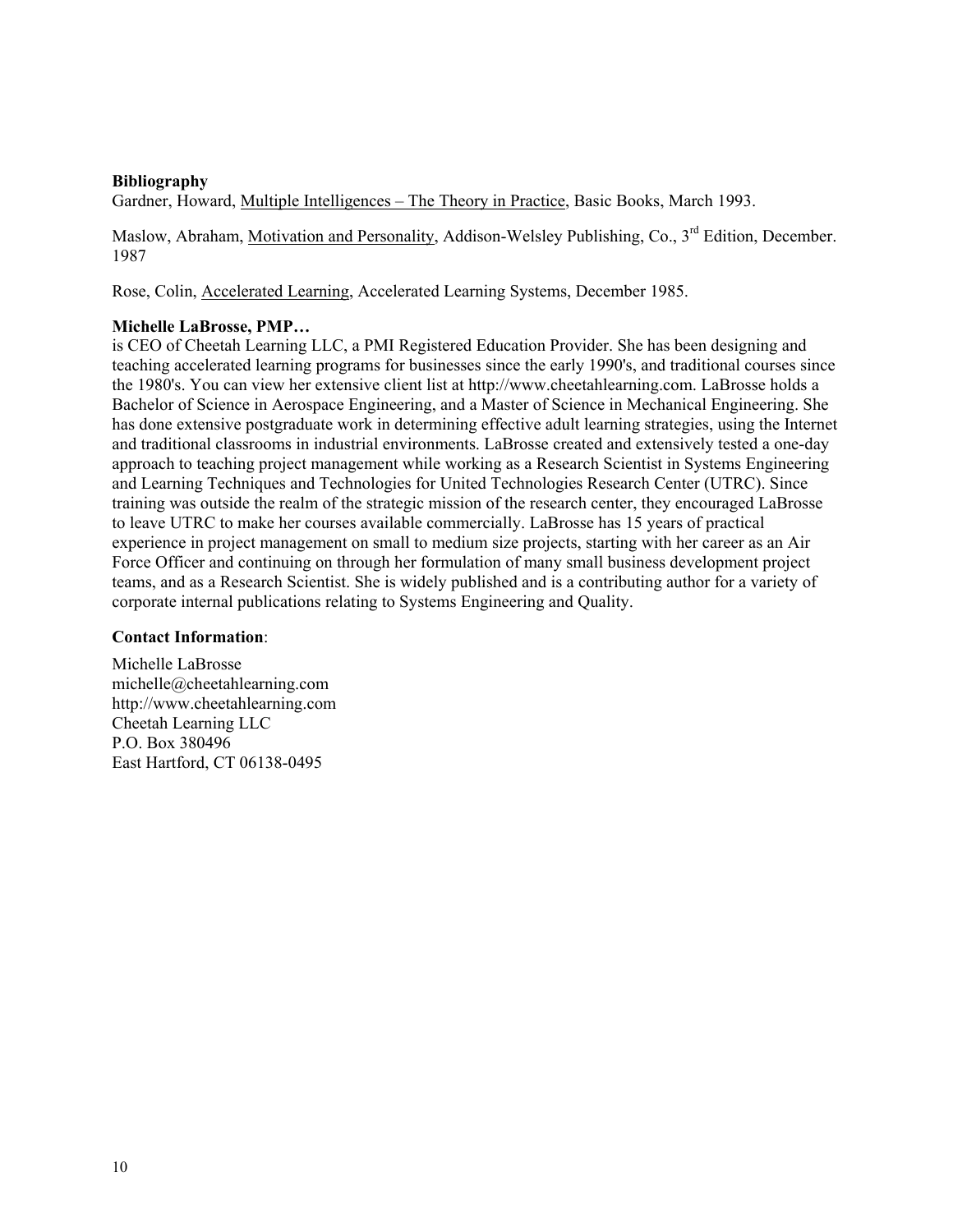**Bibliography**

Gardner, Howard, Multiple Intelligences – The Theory in Practice, Basic Books, March 1993.

Maslow, Abraham, Motivation and Personality, Addison-Welsley Publishing, Co., 3rd Edition, December. 1987

Rose, Colin, Accelerated Learning, Accelerated Learning Systems, December 1985.

**Michelle LaBrosse, PMP…**

is CEO of Cheetah Learning LLC, a PMI Registered Education Provider. She has been designing and teaching accelerated learning programs for businesses since the early 1990's, and traditional courses since the 1980's. You can view her extensive client list at http://www.cheetahlearning.com. LaBrosse holds a Bachelor of Science in Aerospace Engineering, and a Master of Science in Mechanical Engineering. She has done extensive postgraduate work in determining effective adult learning strategies, using the Internet and traditional classrooms in industrial environments. LaBrosse created and extensively tested a one-day approach to teaching project management while working as a Research Scientist in Systems Engineering and Learning Techniques and Technologies for United Technologies Research Center (UTRC). Since training was outside the realm of the strategic mission of the research center, they encouraged LaBrosse to leave UTRC to make her courses available commercially. LaBrosse has 15 years of practical experience in project management on small to medium size projects, starting with her career as an Air Force Officer and continuing on through her formulation of many small business development project teams, and as a Research Scientist. She is widely published and is a contributing author for a variety of corporate internal publications relating to Systems Engineering and Quality.

**Contact Information**:

Michelle LaBrosse
michelle@cheetahlearning.com
http://www.cheetahlearning.com
Cheetah Learning LLC
P.O. Box 380496
East Hartford, CT 06138-0495